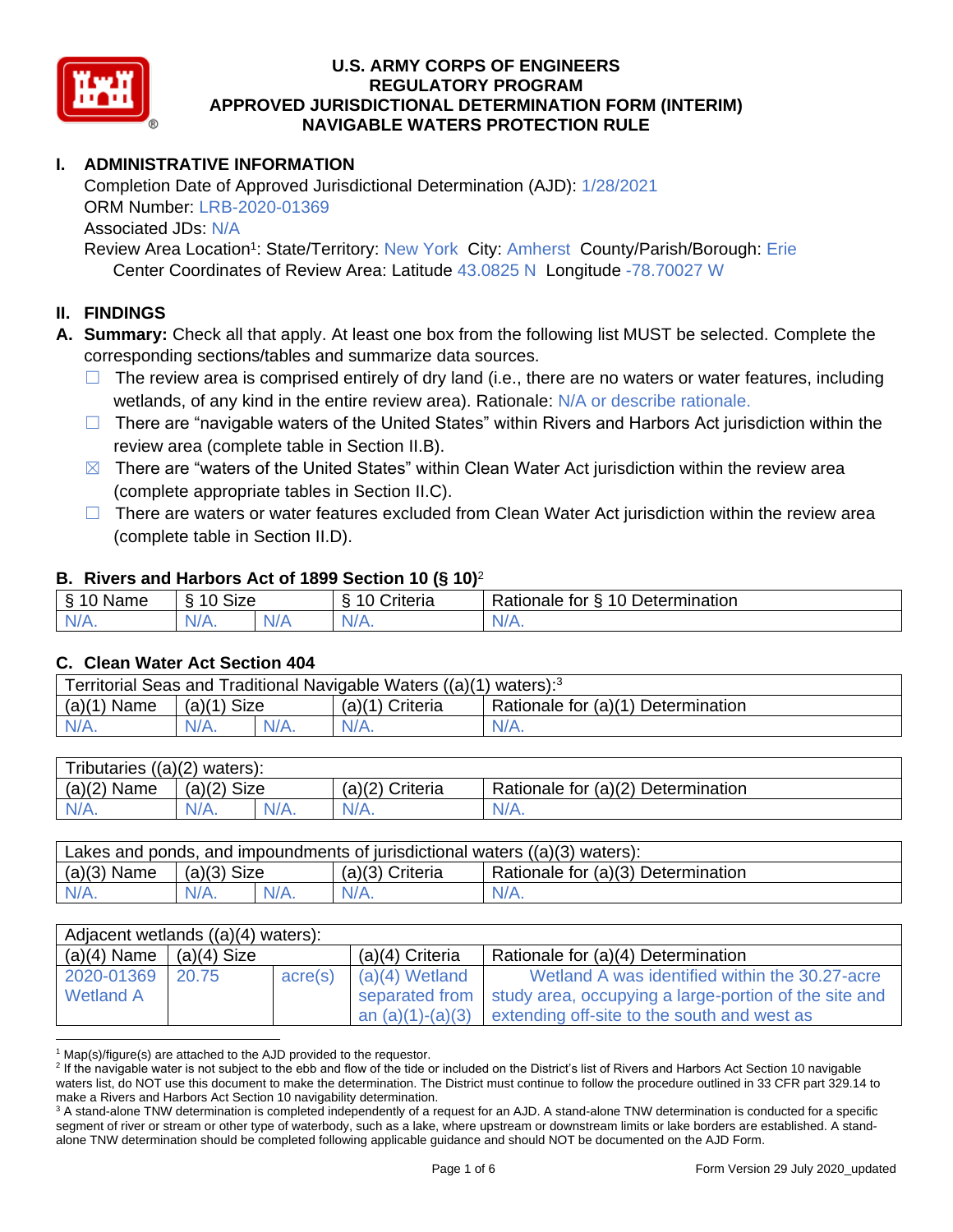# U.S. ARMY CORPS OF ENGINEERS
# REGULATORY PROGRAM
# APPROVED JURISDICTIONAL DETERMINATION FORM (INTERIM)
# NAVIGABLE WATERS PROTECTION RULE

## I. ADMINISTRATIVE INFORMATION

Completion Date of Approved Jurisdictional Determination (AJD): 1/28/2021
ORM Number: LRB-2020-01369
Associated JDs: N/A
Review Area Location[1]: State/Territory: New York City: Amherst County/Parish/Borough: Erie
Center Coordinates of Review Area: Latitude 43.0825 N Longitude -78.70027 W

## II. FINDINGS

**A. Summary:** Check all that apply. At least one box from the following list MUST be selected. Complete the corresponding sections/tables and summarize data sources.

- ☐ The review area is comprised entirely of dry land (i.e., there are no waters or water features, including wetlands, of any kind in the entire review area). Rationale: N/A or describe rationale.
- ☐ There are "navigable waters of the United States" within Rivers and Harbors Act jurisdiction within the review area (complete table in Section II.B).
- ☒ There are "waters of the United States" within Clean Water Act jurisdiction within the review area (complete appropriate tables in Section II.C).
- ☐ There are waters or water features excluded from Clean Water Act jurisdiction within the review area (complete table in Section II.D).

### B. Rivers and Harbors Act of 1899 Section 10 (§ 10)[2]

| § 10 Name | § 10 Size | | § 10 Criteria | Rationale for § 10 Determination |
|---|---|---|---|---|
| N/A. | N/A. | N/A | N/A. | N/A. |

### C. Clean Water Act Section 404

| Territorial Seas and Traditional Navigable Waters ((a)(1) waters):[3] | | | | |
|---|---|---|---|---|
| (a)(1) Name | (a)(1) Size | | (a)(1) Criteria | Rationale for (a)(1) Determination |
| N/A. | N/A. | N/A. | N/A. | N/A. |

| Tributaries ((a)(2) waters): | | | | |
|---|---|---|---|---|
| (a)(2) Name | (a)(2) Size | | (a)(2) Criteria | Rationale for (a)(2) Determination |
| N/A. | N/A. | N/A. | N/A. | N/A. |

| Lakes and ponds, and impoundments of jurisdictional waters ((a)(3) waters): | | | | |
|---|---|---|---|---|
| (a)(3) Name | (a)(3) Size | | (a)(3) Criteria | Rationale for (a)(3) Determination |
| N/A. | N/A. | N/A. | N/A. | N/A. |

| Adjacent wetlands ((a)(4) waters): | | | | |
|---|---|---|---|---|
| (a)(4) Name | (a)(4) Size | | (a)(4) Criteria | Rationale for (a)(4) Determination |
| 2020-01369 Wetland A | 20.75 | acre(s) | (a)(4) Wetland separated from an (a)(1)-(a)(3) | Wetland A was identified within the 30.27-acre study area, occupying a large-portion of the site and extending off-site to the south and west as |

[1] Map(s)/figure(s) are attached to the AJD provided to the requestor.
[2] If the navigable water is not subject to the ebb and flow of the tide or included on the District's list of Rivers and Harbors Act Section 10 navigable waters list, do NOT use this document to make the determination. The District must continue to follow the procedure outlined in 33 CFR part 329.14 to make a Rivers and Harbors Act Section 10 navigability determination.
[3] A stand-alone TNW determination is completed independently of a request for an AJD. A stand-alone TNW determination is conducted for a specific segment of river or stream or other type of waterbody, such as a lake, where upstream or downstream limits or lake borders are established. A stand-alone TNW determination should be completed following applicable guidance and should NOT be documented on the AJD Form.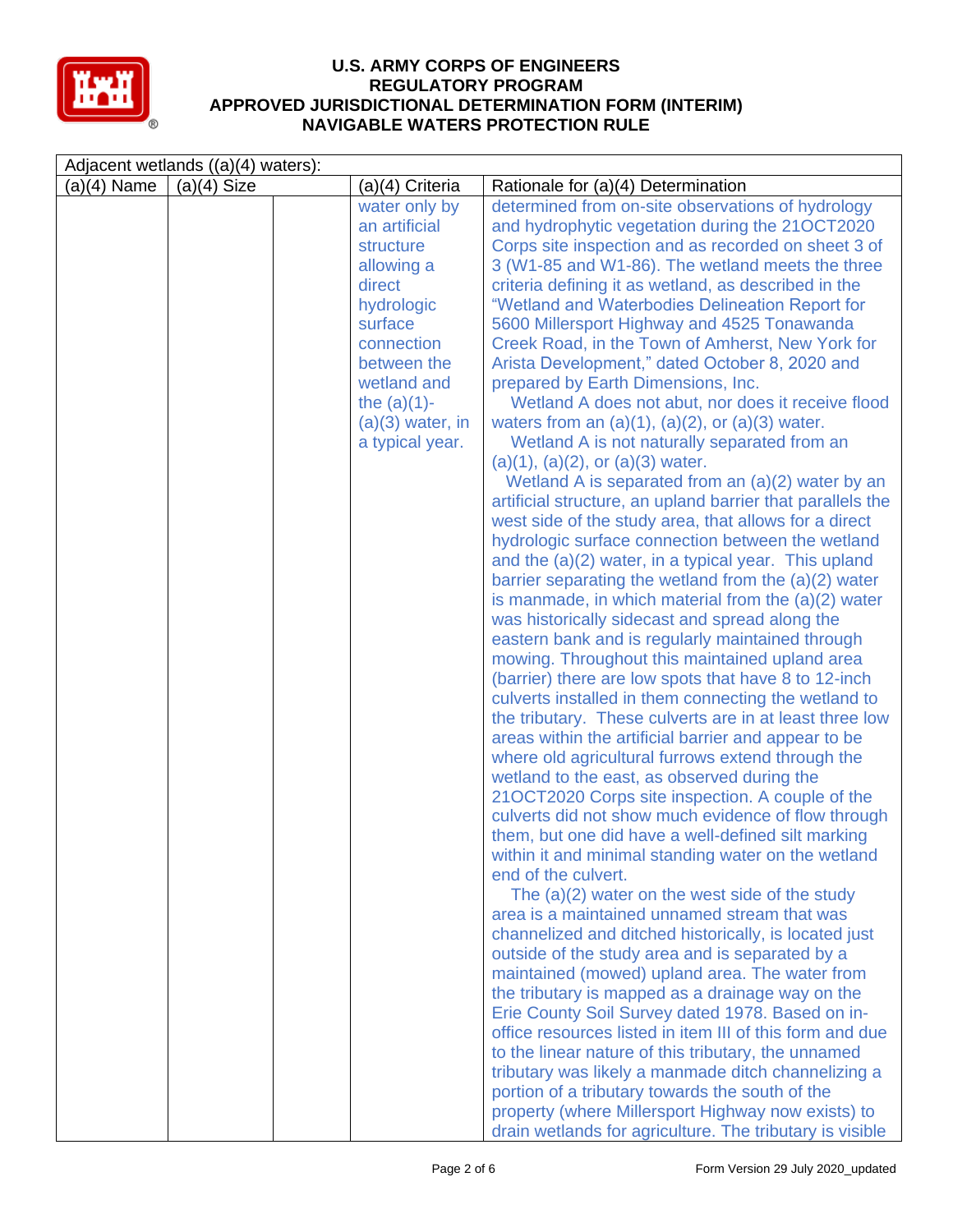# U.S. ARMY CORPS OF ENGINEERS
# REGULATORY PROGRAM
# APPROVED JURISDICTIONAL DETERMINATION FORM (INTERIM)
# NAVIGABLE WATERS PROTECTION RULE

| Adjacent wetlands ((a)(4) waters): | | | | |
|---|---|---|---|---|
| (a)(4) Name | (a)(4) Size | | (a)(4) Criteria | Rationale for (a)(4) Determination |
| | | | water only by an artificial structure allowing a direct hydrologic surface connection between the wetland and the (a)(1)-(a)(3) water, in a typical year. | determined from on-site observations of hydrology and hydrophytic vegetation during the 21OCT2020 Corps site inspection and as recorded on sheet 3 of 3 (W1-85 and W1-86). The wetland meets the three criteria defining it as wetland, as described in the "Wetland and Waterbodies Delineation Report for 5600 Millersport Highway and 4525 Tonawanda Creek Road, in the Town of Amherst, New York for Arista Development," dated October 8, 2020 and prepared by Earth Dimensions, Inc.<br>Wetland A does not abut, nor does it receive flood waters from an (a)(1), (a)(2), or (a)(3) water.<br>Wetland A is not naturally separated from an (a)(1), (a)(2), or (a)(3) water.<br>Wetland A is separated from an (a)(2) water by an artificial structure, an upland barrier that parallels the west side of the study area, that allows for a direct hydrologic surface connection between the wetland and the (a)(2) water, in a typical year. This upland barrier separating the wetland from the (a)(2) water is manmade, in which material from the (a)(2) water was historically sidecast and spread along the eastern bank and is regularly maintained through mowing. Throughout this maintained upland area (barrier) there are low spots that have 8 to 12-inch culverts installed in them connecting the wetland to the tributary. These culverts are in at least three low areas within the artificial barrier and appear to be where old agricultural furrows extend through the wetland to the east, as observed during the 21OCT2020 Corps site inspection. A couple of the culverts did not show much evidence of flow through them, but one did have a well-defined silt marking within it and minimal standing water on the wetland end of the culvert.<br>The (a)(2) water on the west side of the study area is a maintained unnamed stream that was channelized and ditched historically, is located just outside of the study area and is separated by a maintained (mowed) upland area. The water from the tributary is mapped as a drainage way on the Erie County Soil Survey dated 1978. Based on in-office resources listed in item III of this form and due to the linear nature of this tributary, the unnamed tributary was likely a manmade ditch channelizing a portion of a tributary towards the south of the property (where Millersport Highway now exists) to drain wetlands for agriculture. The tributary is visible |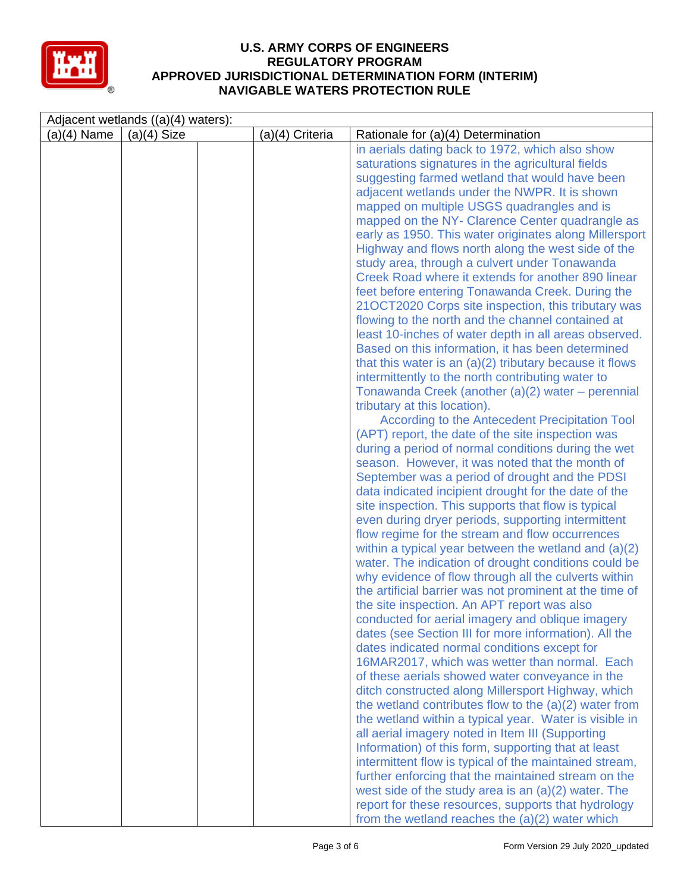# U.S. ARMY CORPS OF ENGINEERS
## REGULATORY PROGRAM
## APPROVED JURISDICTIONAL DETERMINATION FORM (INTERIM)
## NAVIGABLE WATERS PROTECTION RULE

| Adjacent wetlands ((a)(4) waters): | | | | |
|---|---|---|---|---|
| (a)(4) Name | (a)(4) Size | | (a)(4) Criteria | Rationale for (a)(4) Determination |
| | | | | in aerials dating back to 1972, which also show saturations signatures in the agricultural fields suggesting farmed wetland that would have been adjacent wetlands under the NWPR. It is shown mapped on multiple USGS quadrangles and is mapped on the NY- Clarence Center quadrangle as early as 1950. This water originates along Millersport Highway and flows north along the west side of the study area, through a culvert under Tonawanda Creek Road where it extends for another 890 linear feet before entering Tonawanda Creek. During the 21OCT2020 Corps site inspection, this tributary was flowing to the north and the channel contained at least 10-inches of water depth in all areas observed. Based on this information, it has been determined that this water is an (a)(2) tributary because it flows intermittently to the north contributing water to Tonawanda Creek (another (a)(2) water – perennial tributary at this location).<br>According to the Antecedent Precipitation Tool (APT) report, the date of the site inspection was during a period of normal conditions during the wet season. However, it was noted that the month of September was a period of drought and the PDSI data indicated incipient drought for the date of the site inspection. This supports that flow is typical even during dryer periods, supporting intermittent flow regime for the stream and flow occurrences within a typical year between the wetland and (a)(2) water. The indication of drought conditions could be why evidence of flow through all the culverts within the artificial barrier was not prominent at the time of the site inspection. An APT report was also conducted for aerial imagery and oblique imagery dates (see Section III for more information). All the dates indicated normal conditions except for 16MAR2017, which was wetter than normal. Each of these aerials showed water conveyance in the ditch constructed along Millersport Highway, which the wetland contributes flow to the (a)(2) water from the wetland within a typical year. Water is visible in all aerial imagery noted in Item III (Supporting Information) of this form, supporting that at least intermittent flow is typical of the maintained stream, further enforcing that the maintained stream on the west side of the study area is an (a)(2) water. The report for these resources, supports that hydrology from the wetland reaches the (a)(2) water which |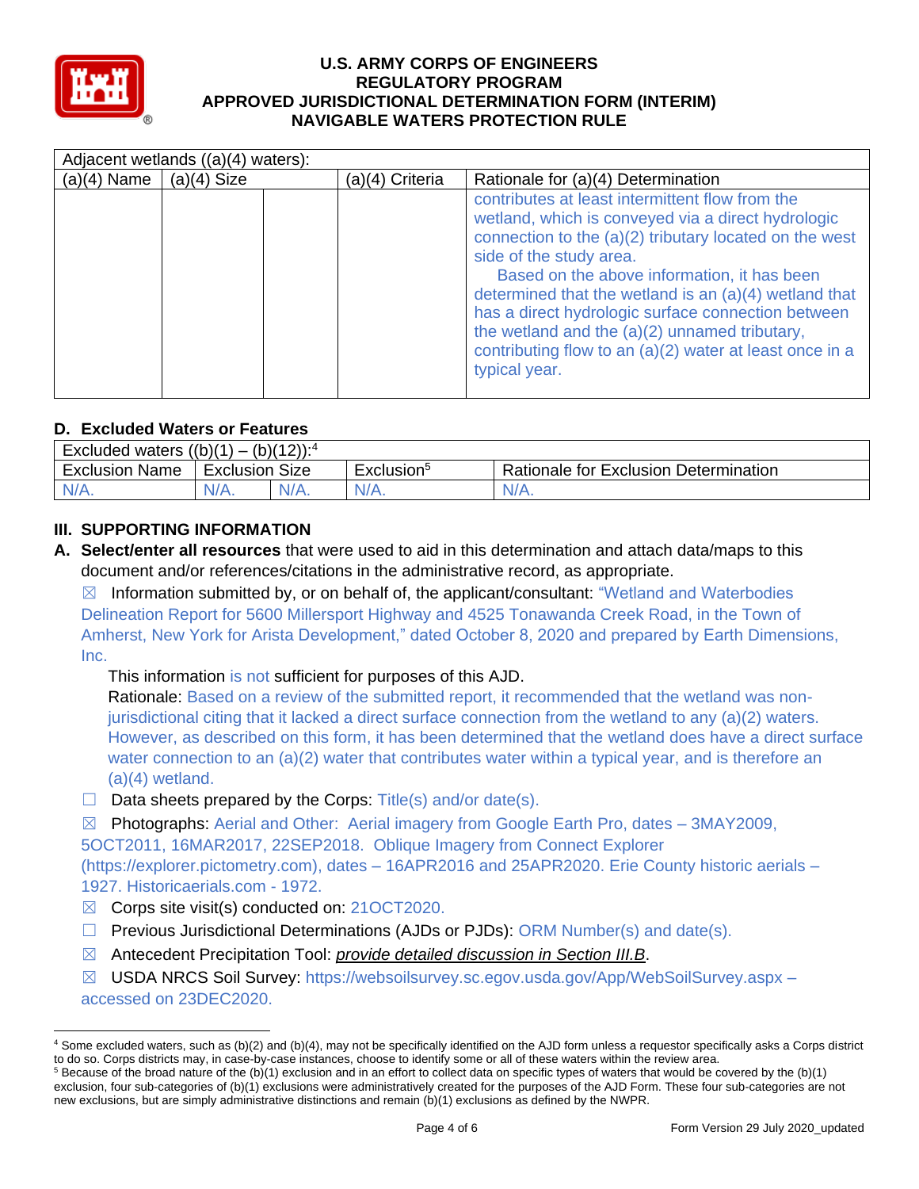# U.S. ARMY CORPS OF ENGINEERS
# REGULATORY PROGRAM
# APPROVED JURISDICTIONAL DETERMINATION FORM (INTERIM)
# NAVIGABLE WATERS PROTECTION RULE

| Adjacent wetlands ((a)(4) waters): | | | | |
|---|---|---|---|---|
| (a)(4) Name | (a)(4) Size | | (a)(4) Criteria | Rationale for (a)(4) Determination |
| | | | | contributes at least intermittent flow from the wetland, which is conveyed via a direct hydrologic connection to the (a)(2) tributary located on the west side of the study area. Based on the above information, it has been determined that the wetland is an (a)(4) wetland that has a direct hydrologic surface connection between the wetland and the (a)(2) unnamed tributary, contributing flow to an (a)(2) water at least once in a typical year. |

## D. Excluded Waters or Features

| Excluded waters ((b)(1) – (b)(12)):[4] | | | | |
|---|---|---|---|---|
| Exclusion Name | Exclusion Size | | Exclusion[5] | Rationale for Exclusion Determination |
| N/A. | N/A. | N/A. | N/A. | N/A. |

## III. SUPPORTING INFORMATION

**A. Select/enter all resources** that were used to aid in this determination and attach data/maps to this document and/or references/citations in the administrative record, as appropriate.

☒ Information submitted by, or on behalf of, the applicant/consultant: "Wetland and Waterbodies Delineation Report for 5600 Millersport Highway and 4525 Tonawanda Creek Road, in the Town of Amherst, New York for Arista Development," dated October 8, 2020 and prepared by Earth Dimensions, Inc.

This information is not sufficient for purposes of this AJD.

Rationale: Based on a review of the submitted report, it recommended that the wetland was non-jurisdictional citing that it lacked a direct surface connection from the wetland to any (a)(2) waters. However, as described on this form, it has been determined that the wetland does have a direct surface water connection to an (a)(2) water that contributes water within a typical year, and is therefore an (a)(4) wetland.

☐ Data sheets prepared by the Corps: Title(s) and/or date(s).

☒ Photographs: Aerial and Other: Aerial imagery from Google Earth Pro, dates – 3MAY2009, 5OCT2011, 16MAR2017, 22SEP2018. Oblique Imagery from Connect Explorer (https://explorer.pictometry.com), dates – 16APR2016 and 25APR2020. Erie County historic aerials – 1927. Historicaerials.com - 1972.

☒ Corps site visit(s) conducted on: 21OCT2020.

☐ Previous Jurisdictional Determinations (AJDs or PJDs): ORM Number(s) and date(s).

☒ Antecedent Precipitation Tool: *provide detailed discussion in Section III.B*.

☒ USDA NRCS Soil Survey: https://websoilsurvey.sc.egov.usda.gov/App/WebSoilSurvey.aspx – accessed on 23DEC2020.

---

[4] Some excluded waters, such as (b)(2) and (b)(4), may not be specifically identified on the AJD form unless a requestor specifically asks a Corps district to do so. Corps districts may, in case-by-case instances, choose to identify some or all of these waters within the review area.

[5] Because of the broad nature of the (b)(1) exclusion and in an effort to collect data on specific types of waters that would be covered by the (b)(1) exclusion, four sub-categories of (b)(1) exclusions were administratively created for the purposes of the AJD Form. These four sub-categories are not new exclusions, but are simply administrative distinctions and remain (b)(1) exclusions as defined by the NWPR.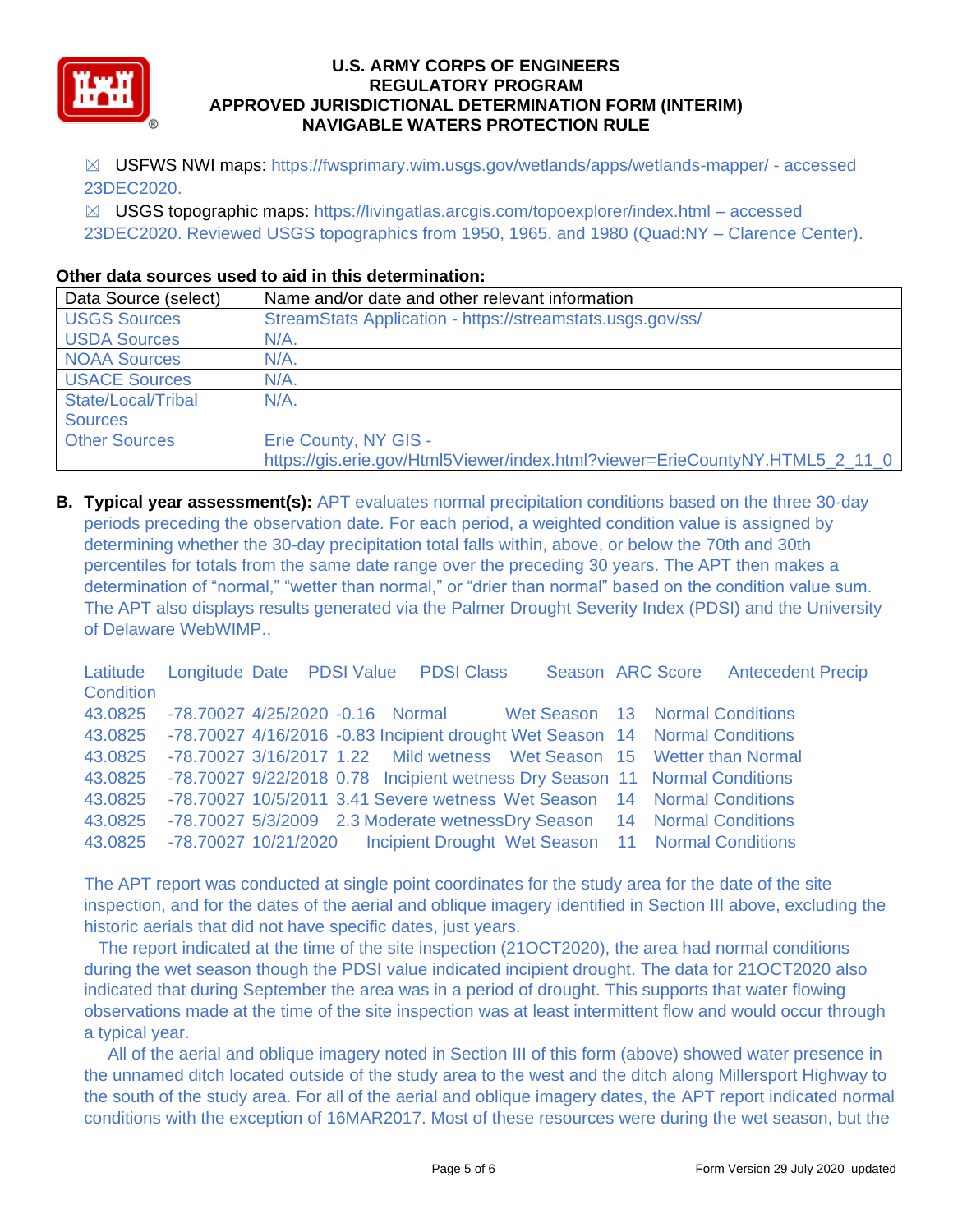☒ USFWS NWI maps: https://fwsprimary.wim.usgs.gov/wetlands/apps/wetlands-mapper/ - accessed 23DEC2020.

☒ USGS topographic maps: https://livingatlas.arcgis.com/topoexplorer/index.html – accessed 23DEC2020. Reviewed USGS topographics from 1950, 1965, and 1980 (Quad:NY – Clarence Center).

**Other data sources used to aid in this determination:**

| Data Source (select) | Name and/or date and other relevant information |
|---|---|
| USGS Sources | StreamStats Application - https://streamstats.usgs.gov/ss/ |
| USDA Sources | N/A. |
| NOAA Sources | N/A. |
| USACE Sources | N/A. |
| State/Local/Tribal Sources | N/A. |
| Other Sources | Erie County, NY GIS - https://gis.erie.gov/Html5Viewer/index.html?viewer=ErieCountyNY.HTML5_2_11_0 |

**B. Typical year assessment(s):** APT evaluates normal precipitation conditions based on the three 30-day periods preceding the observation date. For each period, a weighted condition value is assigned by determining whether the 30-day precipitation total falls within, above, or below the 70th and 30th percentiles for totals from the same date range over the preceding 30 years. The APT then makes a determination of "normal," "wetter than normal," or "drier than normal" based on the condition value sum. The APT also displays results generated via the Palmer Drought Severity Index (PDSI) and the University of Delaware WebWIMP.,

| Latitude | Longitude | Date | PDSI Value | PDSI Class | Season | ARC Score | Antecedent Precip Condition |
|---|---|---|---|---|---|---|---|
| 43.0825 | -78.70027 | 4/25/2020 | -0.16 | Normal | Wet Season | 13 | Normal Conditions |
| 43.0825 | -78.70027 | 4/16/2016 | -0.83 | Incipient drought | Wet Season | 14 | Normal Conditions |
| 43.0825 | -78.70027 | 3/16/2017 | 1.22 | Mild wetness | Wet Season | 15 | Wetter than Normal |
| 43.0825 | -78.70027 | 9/22/2018 | 0.78 | Incipient wetness | Dry Season | 11 | Normal Conditions |
| 43.0825 | -78.70027 | 10/5/2011 | 3.41 | Severe wetness | Wet Season | 14 | Normal Conditions |
| 43.0825 | -78.70027 | 5/3/2009 | 2.3 | Moderate wetness | Dry Season | 14 | Normal Conditions |
| 43.0825 | -78.70027 | 10/21/2020 | | Incipient Drought | Wet Season | 11 | Normal Conditions |

The APT report was conducted at single point coordinates for the study area for the date of the site inspection, and for the dates of the aerial and oblique imagery identified in Section III above, excluding the historic aerials that did not have specific dates, just years.

The report indicated at the time of the site inspection (21OCT2020), the area had normal conditions during the wet season though the PDSI value indicated incipient drought. The data for 21OCT2020 also indicated that during September the area was in a period of drought. This supports that water flowing observations made at the time of the site inspection was at least intermittent flow and would occur through a typical year.

All of the aerial and oblique imagery noted in Section III of this form (above) showed water presence in the unnamed ditch located outside of the study area to the west and the ditch along Millersport Highway to the south of the study area. For all of the aerial and oblique imagery dates, the APT report indicated normal conditions with the exception of 16MAR2017. Most of these resources were during the wet season, but the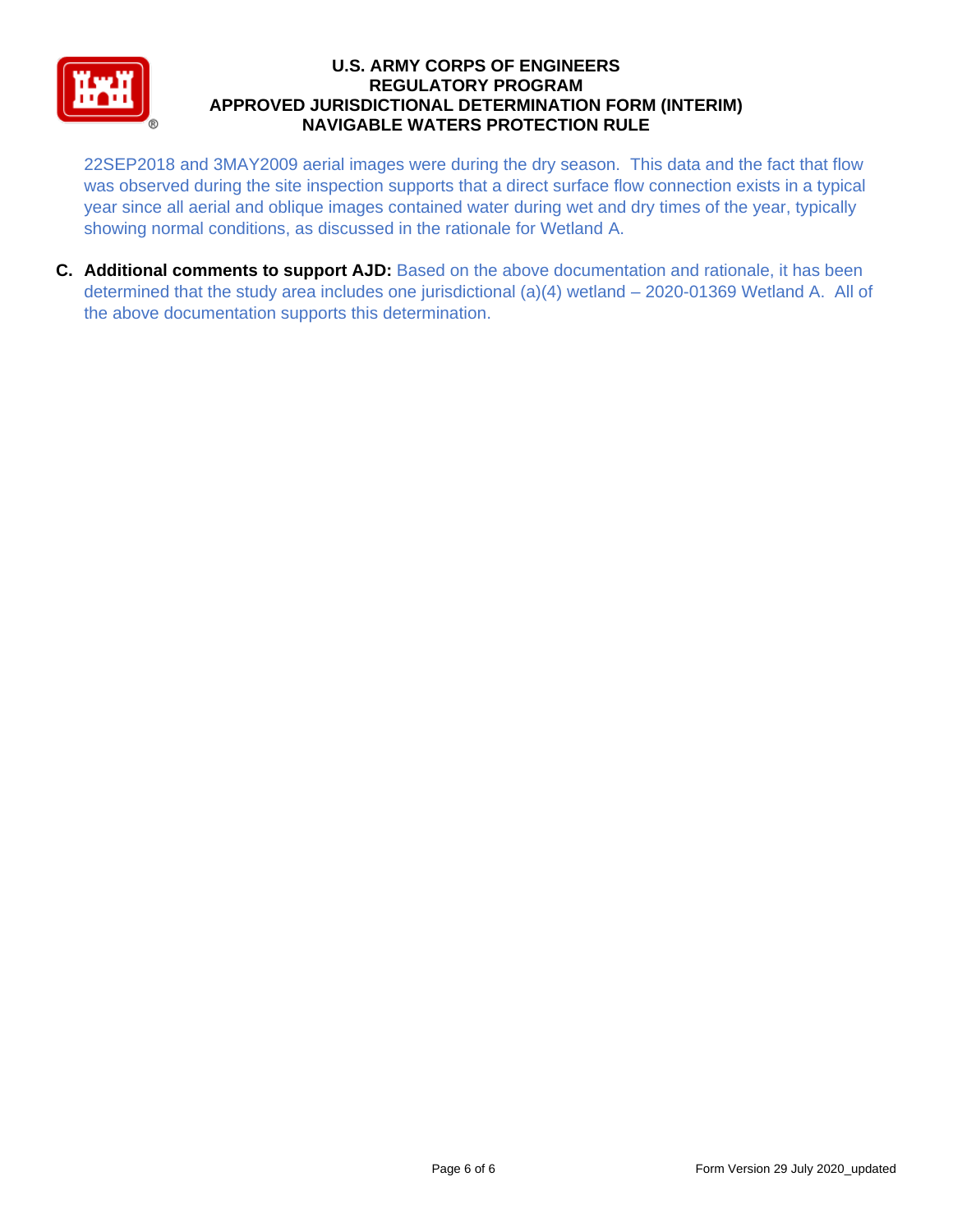22SEP2018 and 3MAY2009 aerial images were during the dry season. This data and the fact that flow was observed during the site inspection supports that a direct surface flow connection exists in a typical year since all aerial and oblique images contained water during wet and dry times of the year, typically showing normal conditions, as discussed in the rationale for Wetland A.

C. **Additional comments to support AJD:** Based on the above documentation and rationale, it has been determined that the study area includes one jurisdictional (a)(4) wetland – 2020-01369 Wetland A. All of the above documentation supports this determination.